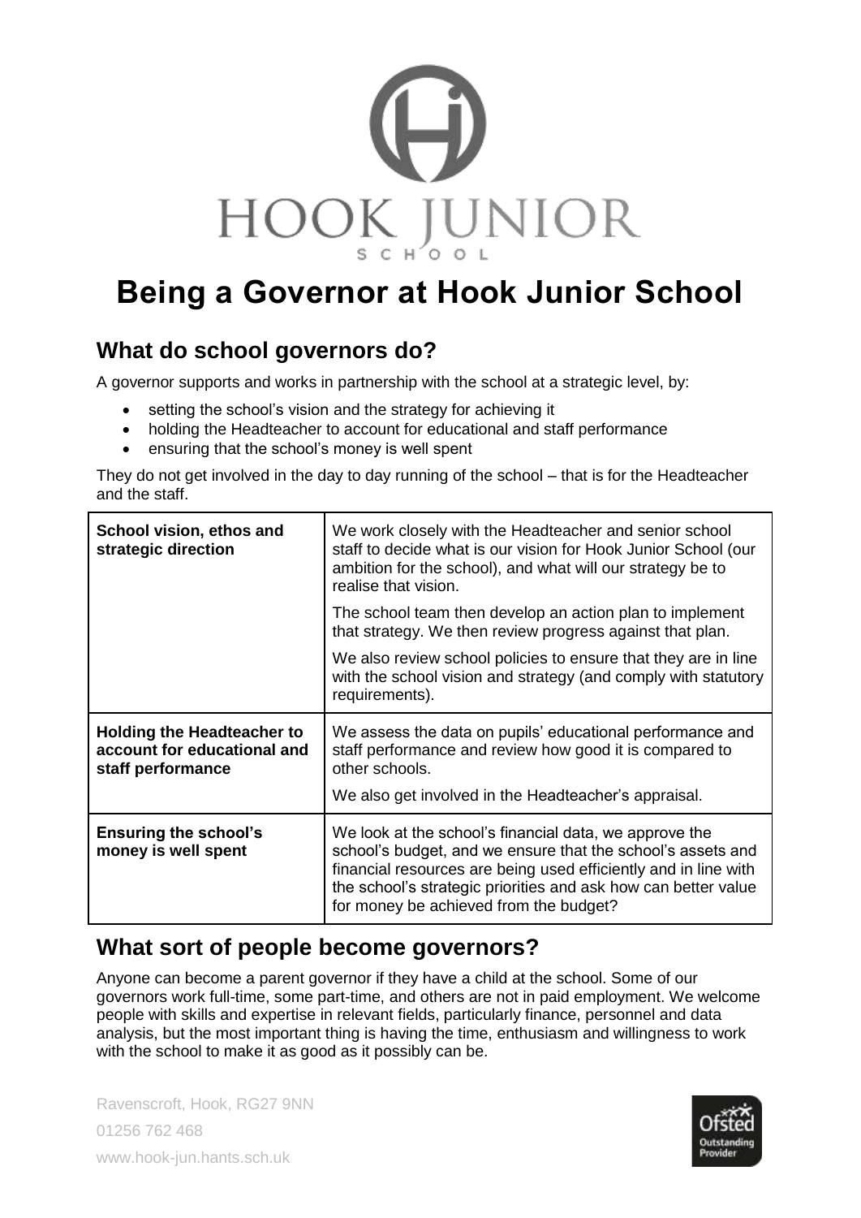# Being a Governor at Hook Junior School

## What do school governors do?

A governor supports and works in partnership with the school at a strategic level, by:

- setting the school's vision and the strategy for achieving it
- holding the Headteacher to account for educational and staff performance
- ensuring that the school's money is well spent

They do not get involved in the day to day running of the school – that is for the Headteacher and the staff.

| | |
|---|---|
| **School vision, ethos and strategic direction** | We work closely with the Headteacher and senior school staff to decide what is our vision for Hook Junior School (our ambition for the school), and what will our strategy be to realise that vision.<br><br>The school team then develop an action plan to implement that strategy. We then review progress against that plan.<br><br>We also review school policies to ensure that they are in line with the school vision and strategy (and comply with statutory requirements). |
| **Holding the Headteacher to account for educational and staff performance** | We assess the data on pupils' educational performance and staff performance and review how good it is compared to other schools.<br><br>We also get involved in the Headteacher's appraisal. |
| **Ensuring the school's money is well spent** | We look at the school's financial data, we approve the school's budget, and we ensure that the school's assets and financial resources are being used efficiently and in line with the school's strategic priorities and ask how can better value for money be achieved from the budget? |

## What sort of people become governors?

Anyone can become a parent governor if they have a child at the school. Some of our governors work full-time, some part-time, and others are not in paid employment. We welcome people with skills and expertise in relevant fields, particularly finance, personnel and data analysis, but the most important thing is having the time, enthusiasm and willingness to work with the school to make it as good as it possibly can be.

Ravenscroft, Hook, RG27 9NN
01256 762 468
www.hook-jun.hants.sch.uk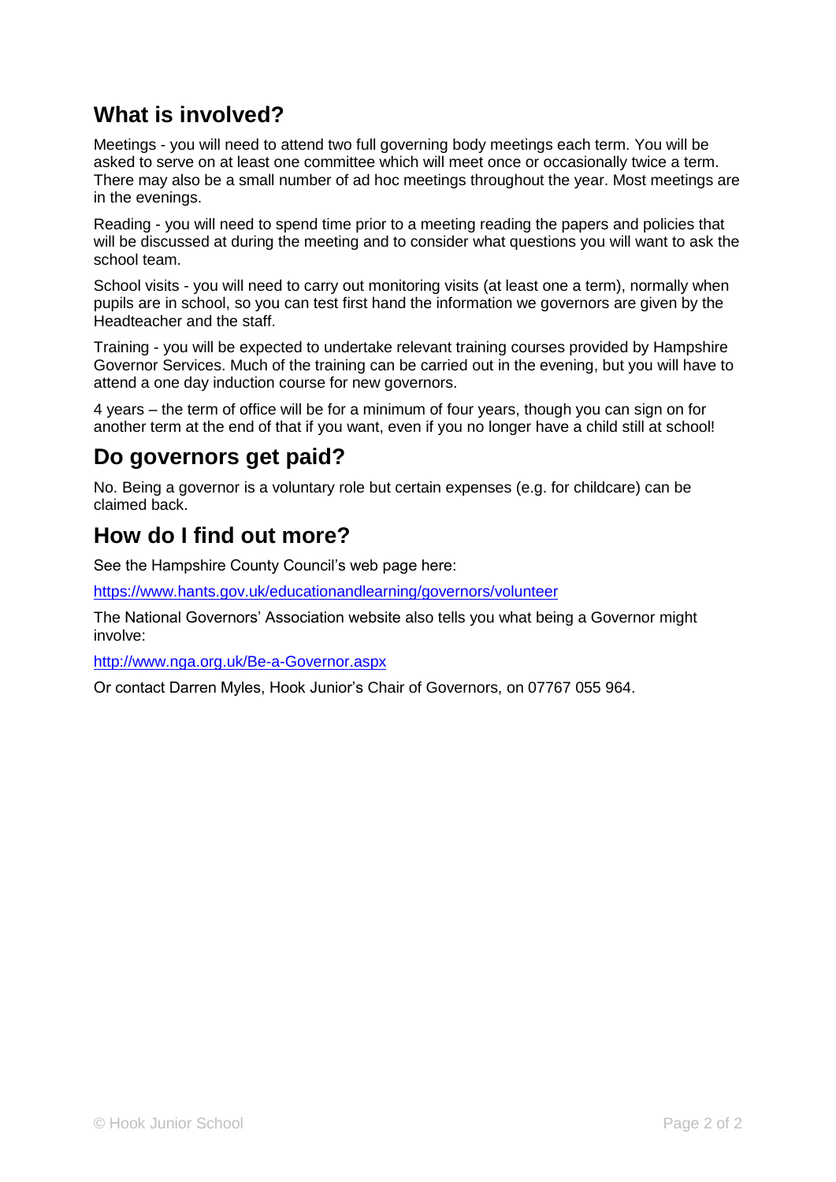## What is involved?

Meetings - you will need to attend two full governing body meetings each term. You will be asked to serve on at least one committee which will meet once or occasionally twice a term. There may also be a small number of ad hoc meetings throughout the year. Most meetings are in the evenings.

Reading - you will need to spend time prior to a meeting reading the papers and policies that will be discussed at during the meeting and to consider what questions you will want to ask the school team.

School visits - you will need to carry out monitoring visits (at least one a term), normally when pupils are in school, so you can test first hand the information we governors are given by the Headteacher and the staff.

Training - you will be expected to undertake relevant training courses provided by Hampshire Governor Services. Much of the training can be carried out in the evening, but you will have to attend a one day induction course for new governors.

4 years – the term of office will be for a minimum of four years, though you can sign on for another term at the end of that if you want, even if you no longer have a child still at school!

## Do governors get paid?

No. Being a governor is a voluntary role but certain expenses (e.g. for childcare) can be claimed back.

## How do I find out more?

See the Hampshire County Council's web page here:

https://www.hants.gov.uk/educationandlearning/governors/volunteer

The National Governors' Association website also tells you what being a Governor might involve:

http://www.nga.org.uk/Be-a-Governor.aspx

Or contact Darren Myles, Hook Junior's Chair of Governors, on 07767 055 964.